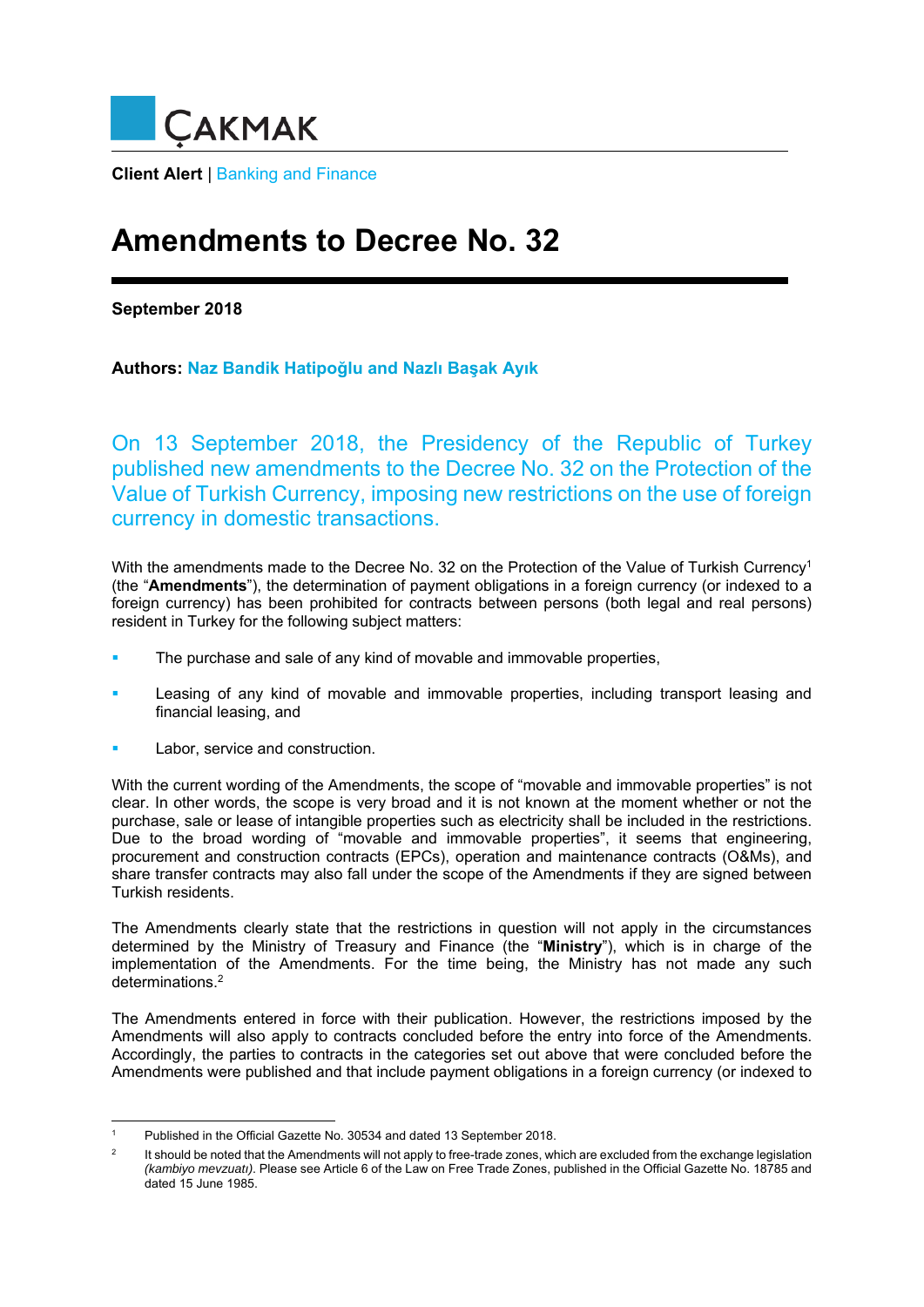ÇAKMAK

**Client Alert** | Banking and Finance

# Amendments to Decree No. 32

**September 2018**

**Authors: Naz Bandik Hatipoğlu and Nazlı Başak Ayık**

On 13 September 2018, the Presidency of the Republic of Turkey published new amendments to the Decree No. 32 on the Protection of the Value of Turkish Currency, imposing new restrictions on the use of foreign currency in domestic transactions.

With the amendments made to the Decree No. 32 on the Protection of the Value of Turkish Currency[1] (the "**Amendments**"), the determination of payment obligations in a foreign currency (or indexed to a foreign currency) has been prohibited for contracts between persons (both legal and real persons) resident in Turkey for the following subject matters:

- The purchase and sale of any kind of movable and immovable properties,
- Leasing of any kind of movable and immovable properties, including transport leasing and financial leasing, and
- Labor, service and construction.

With the current wording of the Amendments, the scope of "movable and immovable properties" is not clear. In other words, the scope is very broad and it is not known at the moment whether or not the purchase, sale or lease of intangible properties such as electricity shall be included in the restrictions. Due to the broad wording of "movable and immovable properties", it seems that engineering, procurement and construction contracts (EPCs), operation and maintenance contracts (O&Ms), and share transfer contracts may also fall under the scope of the Amendments if they are signed between Turkish residents.

The Amendments clearly state that the restrictions in question will not apply in the circumstances determined by the Ministry of Treasury and Finance (the "**Ministry**"), which is in charge of the implementation of the Amendments. For the time being, the Ministry has not made any such determinations.[2]

The Amendments entered in force with their publication. However, the restrictions imposed by the Amendments will also apply to contracts concluded before the entry into force of the Amendments. Accordingly, the parties to contracts in the categories set out above that were concluded before the Amendments were published and that include payment obligations in a foreign currency (or indexed to

---

[1] Published in the Official Gazette No. 30534 and dated 13 September 2018.

[2] It should be noted that the Amendments will not apply to free-trade zones, which are excluded from the exchange legislation *(kambiyo mevzuatı)*. Please see Article 6 of the Law on Free Trade Zones, published in the Official Gazette No. 18785 and dated 15 June 1985.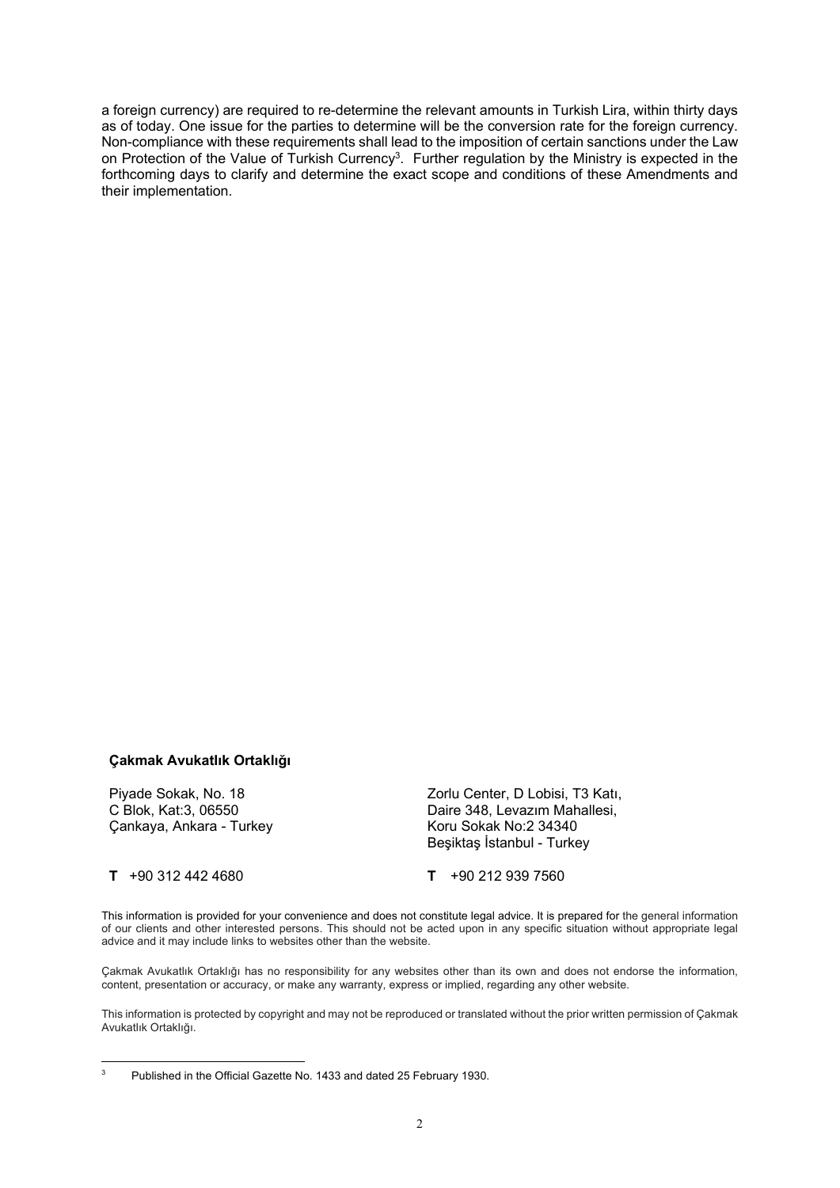a foreign currency) are required to re-determine the relevant amounts in Turkish Lira, within thirty days as of today. One issue for the parties to determine will be the conversion rate for the foreign currency. Non-compliance with these requirements shall lead to the imposition of certain sanctions under the Law on Protection of the Value of Turkish Currency[3]. Further regulation by the Ministry is expected in the forthcoming days to clarify and determine the exact scope and conditions of these Amendments and their implementation.

**Çakmak Avukatlık Ortaklığı**

Piyade Sokak, No. 18
C Blok, Kat:3, 06550
Çankaya, Ankara - Turkey

**T** +90 312 442 4680

Zorlu Center, D Lobisi, T3 Katı,
Daire 348, Levazım Mahallesi,
Koru Sokak No:2 34340
Beşiktaş İstanbul - Turkey

**T** +90 212 939 7560

This information is provided for your convenience and does not constitute legal advice. It is prepared for the general information of our clients and other interested persons. This should not be acted upon in any specific situation without appropriate legal advice and it may include links to websites other than the website.

Çakmak Avukatlık Ortaklığı has no responsibility for any websites other than its own and does not endorse the information, content, presentation or accuracy, or make any warranty, express or implied, regarding any other website.

This information is protected by copyright and may not be reproduced or translated without the prior written permission of Çakmak Avukatlık Ortaklığı.

[3] Published in the Official Gazette No. 1433 and dated 25 February 1930.